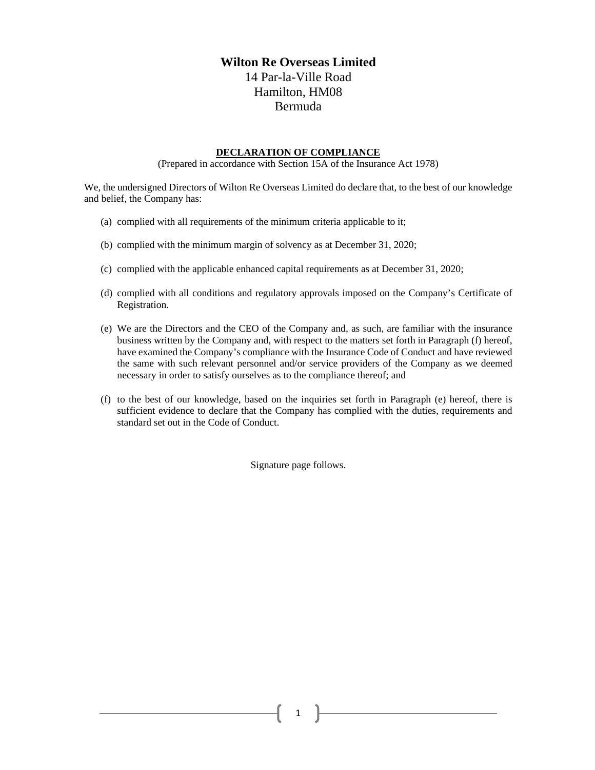# Wilton Re Overseas Limited

14 Par-la-Ville Road
Hamilton, HM08
Bermuda

**DECLARATION OF COMPLIANCE**

(Prepared in accordance with Section 15A of the Insurance Act 1978)

We, the undersigned Directors of Wilton Re Overseas Limited do declare that, to the best of our knowledge and belief, the Company has:

(a) complied with all requirements of the minimum criteria applicable to it;

(b) complied with the minimum margin of solvency as at December 31, 2020;

(c) complied with the applicable enhanced capital requirements as at December 31, 2020;

(d) complied with all conditions and regulatory approvals imposed on the Company's Certificate of Registration.

(e) We are the Directors and the CEO of the Company and, as such, are familiar with the insurance business written by the Company and, with respect to the matters set forth in Paragraph (f) hereof, have examined the Company's compliance with the Insurance Code of Conduct and have reviewed the same with such relevant personnel and/or service providers of the Company as we deemed necessary in order to satisfy ourselves as to the compliance thereof; and

(f) to the best of our knowledge, based on the inquiries set forth in Paragraph (e) hereof, there is sufficient evidence to declare that the Company has complied with the duties, requirements and standard set out in the Code of Conduct.

Signature page follows.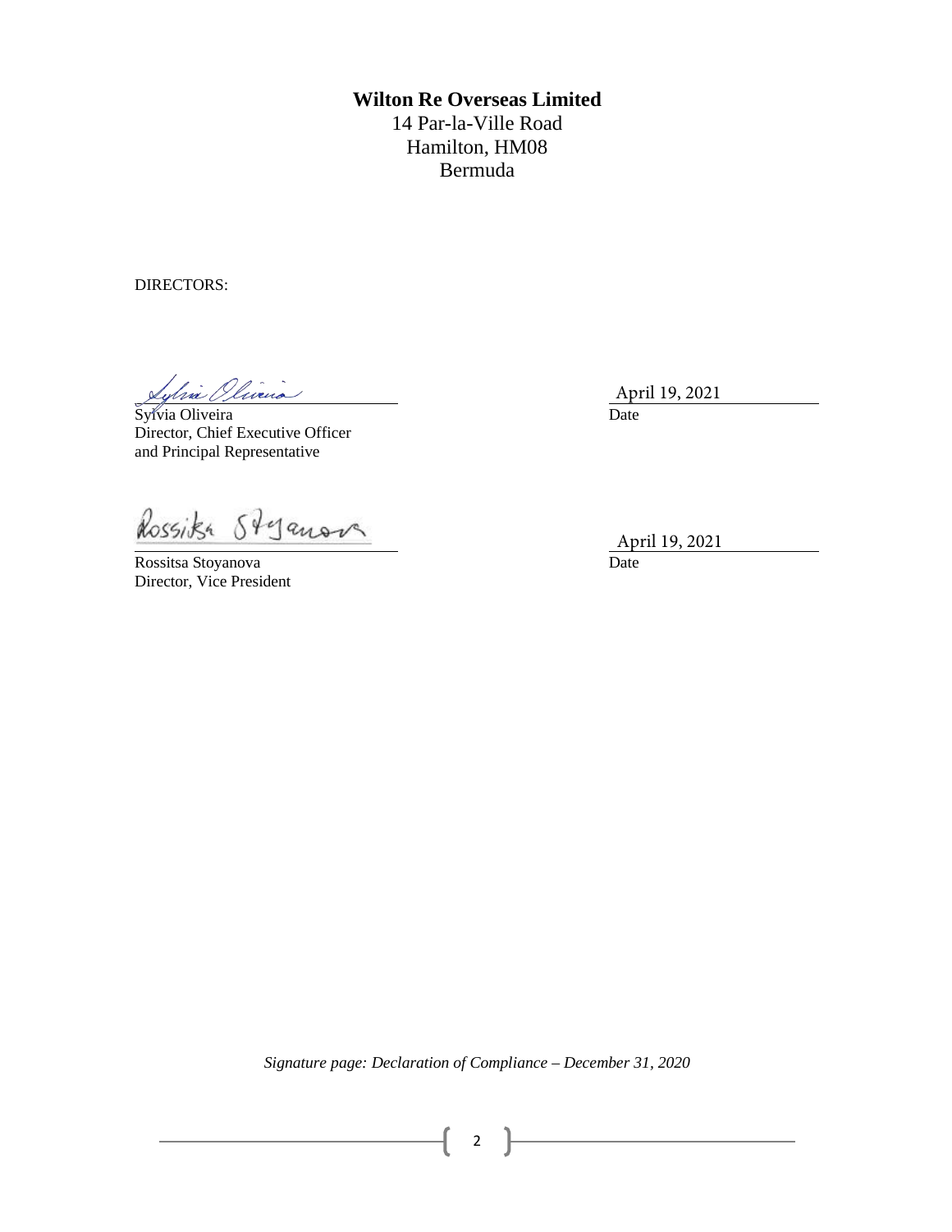**Wilton Re Overseas Limited**
14 Par-la-Ville Road
Hamilton, HM08
Bermuda

DIRECTORS:

Sylvia Oliveira — April 19, 2021
Sylvia Oliveira
Director, Chief Executive Officer
and Principal Representative
Date

Rossitsa Stoyanova — April 19, 2021
Rossitsa Stoyanova
Director, Vice President
Date

*Signature page: Declaration of Compliance – December 31, 2020*